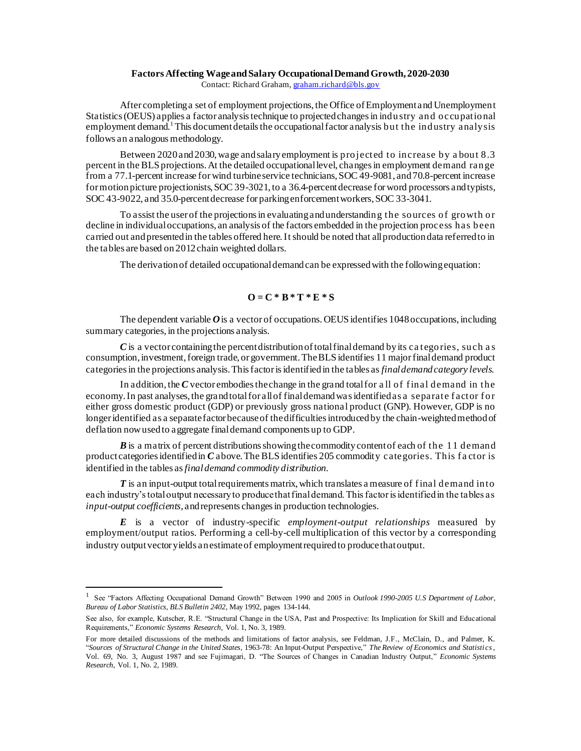# Factors Affecting Wage and Salary Occupational Demand Growth, 2020-2030

Contact: Richard Graham, graham.richard@bls.gov

After completing a set of employment projections, the Office of Employment and Unemployment Statistics (OEUS) applies a factor analysis technique to projected changes in industry and occupational employment demand.[1] This document details the occupational factor analysis but the industry analysis follows an analogous methodology.

Between 2020 and 2030, wage and salary employment is projected to increase by about 8.3 percent in the BLS projections. At the detailed occupational level, changes in employment demand range from a 77.1-percent increase for wind turbine service technicians, SOC 49-9081, and 70.8-percent increase for motion picture projectionists, SOC 39-3021, to a 36.4-percent decrease for word processors and typists, SOC 43-9022, and 35.0-percent decrease for parking enforcement workers, SOC 33-3041.

To assist the user of the projections in evaluating and understanding the sources of growth or decline in individual occupations, an analysis of the factors embedded in the projection process has been carried out and presented in the tables offered here. It should be noted that all production data referred to in the tables are based on 2012 chain weighted dollars.

The derivation of detailed occupational demand can be expressed with the following equation:

$$\mathbf{O = C * B * T * E * S}$$

The dependent variable $\boldsymbol{O}$ is a vector of occupations. OEUS identifies 1048 occupations, including summary categories, in the projections analysis.

$\boldsymbol{C}$ is a vector containing the percent distribution of total final demand by its categories, such as consumption, investment, foreign trade, or government. The BLS identifies 11 major final demand product categories in the projections analysis. This factor is identified in the tables as *final demand category levels*.

In addition, the $\boldsymbol{C}$ vector embodies the change in the grand total for all of final demand in the economy. In past analyses, the grand total for all of final demand was identified as a separate factor for either gross domestic product (GDP) or previously gross national product (GNP). However, GDP is no longer identified as a separate factor because of the difficulties introduced by the chain-weighted method of deflation now used to aggregate final demand components up to GDP.

$\boldsymbol{B}$ is a matrix of percent distributions showing the commodity content of each of the 11 demand product categories identified in $\boldsymbol{C}$ above. The BLS identifies 205 commodity categories. This factor is identified in the tables as *final demand commodity distribution*.

$\boldsymbol{T}$ is an input-output total requirements matrix, which translates a measure of final demand into each industry's total output necessary to produce that final demand. This factor is identified in the tables as *input-output coefficients*, and represents changes in production technologies.

$\boldsymbol{E}$ is a vector of industry-specific *employment-output relationships* measured by employment/output ratios. Performing a cell-by-cell multiplication of this vector by a corresponding industry output vector yields an estimate of employment required to produce that output.

---

[1] See "Factors Affecting Occupational Demand Growth" Between 1990 and 2005 in *Outlook 1990-2005 U.S Department of Labor, Bureau of Labor Statistics, BLS Bulletin 2402*, May 1992, pages 134-144.

See also, for example, Kutscher, R.E. "Structural Change in the USA, Past and Prospective: Its Implication for Skill and Educational Requirements," *Economic Systems Research*, Vol. 1, No. 3, 1989.

For more detailed discussions of the methods and limitations of factor analysis, see Feldman, J.F., McClain, D., and Palmer, K. "*Sources of Structural Change in the United States*, 1963-78: An Input-Output Perspective," *The Review of Economics and Statistics*, Vol. 69, No. 3, August 1987 and see Fujimagari, D. "The Sources of Changes in Canadian Industry Output," *Economic Systems Research*, Vol. 1, No. 2, 1989.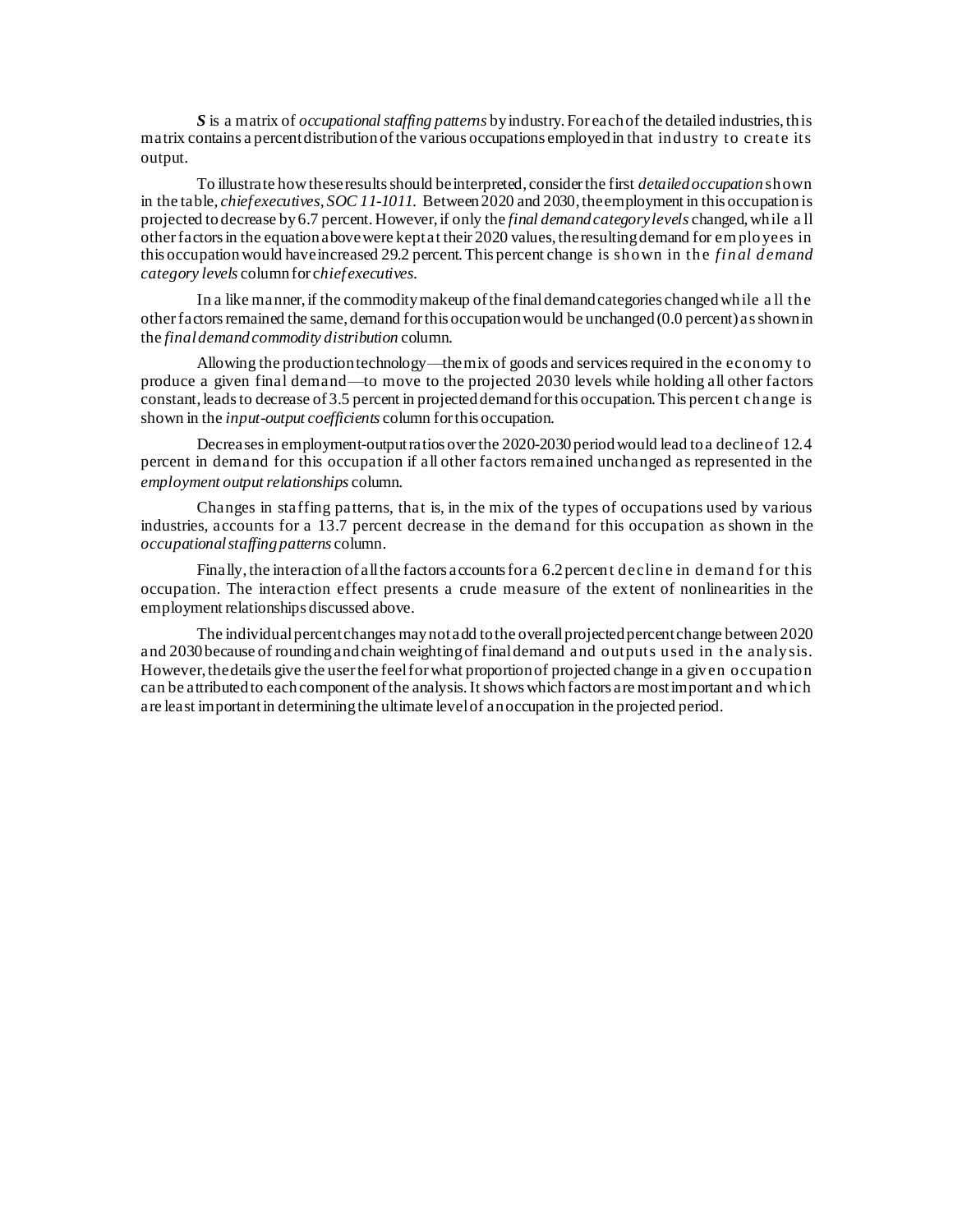***S*** is a matrix of *occupational staffing patterns* by industry. For each of the detailed industries, this matrix contains a percent distribution of the various occupations employed in that industry to create its output.

To illustrate how these results should be interpreted, consider the first *detailed occupation* shown in the table, *chief executives, SOC 11-1011.* Between 2020 and 2030, the employment in this occupation is projected to decrease by 6.7 percent. However, if only the *final demand category levels* changed, while all other factors in the equation above were kept at their 2020 values, the resulting demand for employees in this occupation would have increased 29.2 percent. This percent change is shown in the *final demand category levels* column for c*hief executives.*

In a like manner, if the commodity makeup of the final demand categories changed while all the other factors remained the same, demand for this occupation would be unchanged (0.0 percent) as shown in the *final demand commodity distribution* column.

Allowing the production technology—the mix of goods and services required in the economy to produce a given final demand—to move to the projected 2030 levels while holding all other factors constant, leads to decrease of 3.5 percent in projected demand for this occupation. This percent change is shown in the *input-output coefficients* column for this occupation.

Decreases in employment-output ratios over the 2020-2030 period would lead to a decline of 12.4 percent in demand for this occupation if all other factors remained unchanged as represented in the *employment output relationships* column.

Changes in staffing patterns, that is, in the mix of the types of occupations used by various industries, accounts for a 13.7 percent decrease in the demand for this occupation as shown in the *occupational staffing patterns* column.

Finally, the interaction of all the factors accounts for a 6.2 percent decline in demand for this occupation. The interaction effect presents a crude measure of the extent of nonlinearities in the employment relationships discussed above.

The individual percent changes may not add to the overall projected percent change between 2020 and 2030 because of rounding and chain weighting of final demand and outputs used in the analysis. However, the details give the user the feel for what proportion of projected change in a given occupation can be attributed to each component of the analysis. It shows which factors are most important and which are least important in determining the ultimate level of an occupation in the projected period.